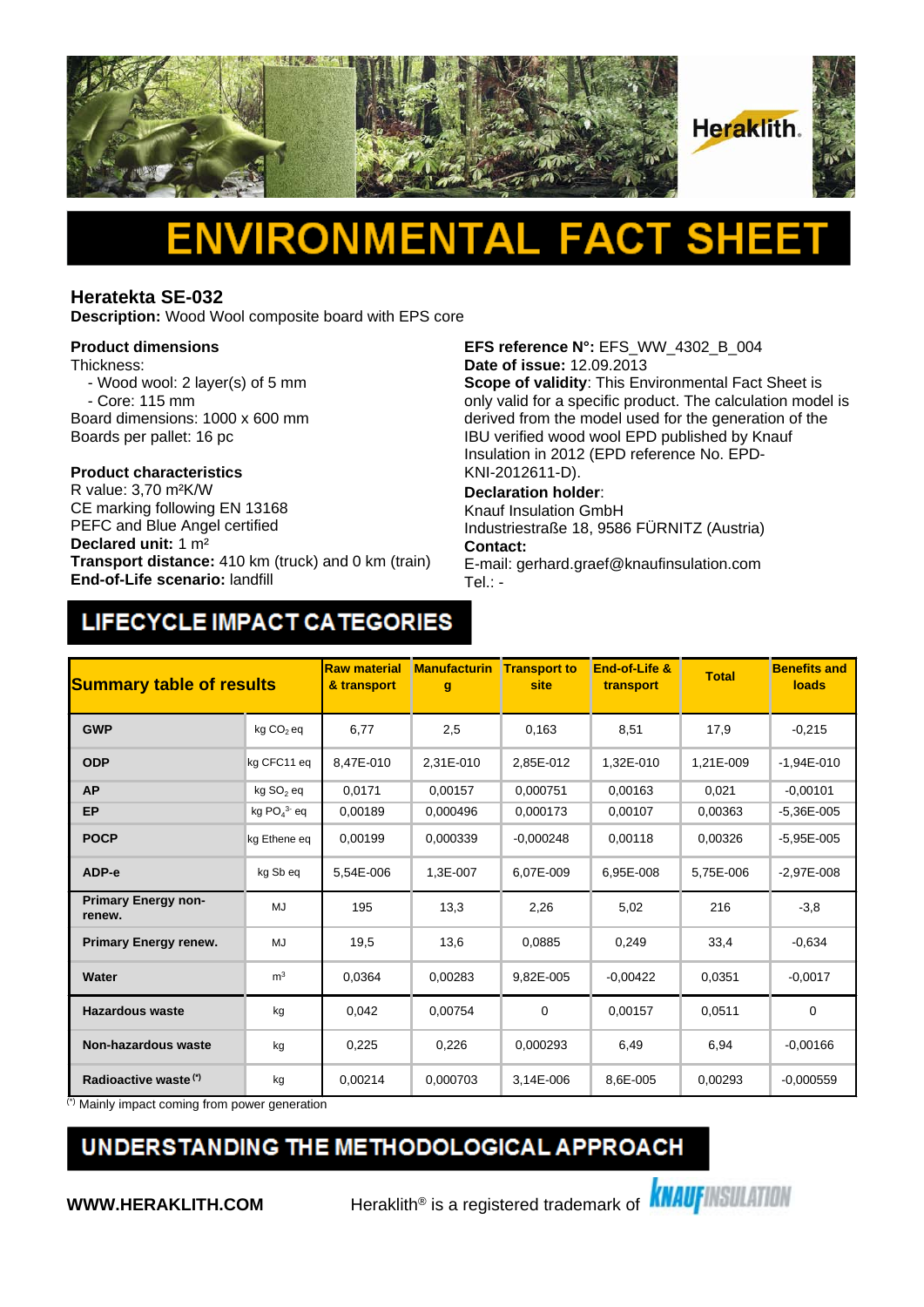Heraklith.

# ENVIRONMENTAL FACT SHEET

## Heratekta SE-032

**Description:** Wood Wool composite board with EPS core

**Product dimensions**
Thickness:
- Wood wool: 2 layer(s) of 5 mm
- Core: 115 mm

Board dimensions: 1000 x 600 mm
Boards per pallet: 16 pc

**Product characteristics**
R value: 3,70 m²K/W
CE marking following EN 13168
PEFC and Blue Angel certified
**Declared unit:** 1 m²
**Transport distance:** 410 km (truck) and 0 km (train)
**End-of-Life scenario:** landfill

**EFS reference N°:** EFS_WW_4302_B_004
**Date of issue:** 12.09.2013
**Scope of validity**: This Environmental Fact Sheet is only valid for a specific product. The calculation model is derived from the model used for the generation of the IBU verified wood wool EPD published by Knauf Insulation in 2012 (EPD reference No. EPD-KNI-2012611-D).
**Declaration holder**:
Knauf Insulation GmbH
Industriestraße 18, 9586 FÜRNITZ (Austria)
**Contact:**
E-mail: gerhard.graef@knaufinsulation.com
Tel.: -

## LIFECYCLE IMPACT CATEGORIES

| Summary table of results | | Raw material & transport | Manufacturing | Transport to site | End-of-Life & transport | Total | Benefits and loads |
|---|---|---|---|---|---|---|---|
| **GWP** | kg $CO_2$ eq | 6,77 | 2,5 | 0,163 | 8,51 | 17,9 | -0,215 |
| **ODP** | kg CFC11 eq | 8,47E-010 | 2,31E-010 | 2,85E-012 | 1,32E-010 | 1,21E-009 | -1,94E-010 |
| **AP** | kg $SO_2$ eq | 0,0171 | 0,00157 | 0,000751 | 0,00163 | 0,021 | -0,00101 |
| **EP** | kg $PO_4^{3-}$ eq | 0,00189 | 0,000496 | 0,000173 | 0,00107 | 0,00363 | -5,36E-005 |
| **POCP** | kg Ethene eq | 0,00199 | 0,000339 | -0,000248 | 0,00118 | 0,00326 | -5,95E-005 |
| **ADP-e** | kg Sb eq | 5,54E-006 | 1,3E-007 | 6,07E-009 | 6,95E-008 | 5,75E-006 | -2,97E-008 |
| **Primary Energy non-renew.** | MJ | 195 | 13,3 | 2,26 | 5,02 | 216 | -3,8 |
| **Primary Energy renew.** | MJ | 19,5 | 13,6 | 0,0885 | 0,249 | 33,4 | -0,634 |
| **Water** | m³ | 0,0364 | 0,00283 | 9,82E-005 | -0,00422 | 0,0351 | -0,0017 |
| **Hazardous waste** | kg | 0,042 | 0,00754 | 0 | 0,00157 | 0,0511 | 0 |
| **Non-hazardous waste** | kg | 0,225 | 0,226 | 0,000293 | 6,49 | 6,94 | -0,00166 |
| **Radioactive waste** (*) | kg | 0,00214 | 0,000703 | 3,14E-006 | 8,6E-005 | 0,00293 | -0,000559 |

(*) Mainly impact coming from power generation

## UNDERSTANDING THE METHODOLOGICAL APPROACH

**WWW.HERAKLITH.COM** Heraklith® is a registered trademark of KNAUF INSULATION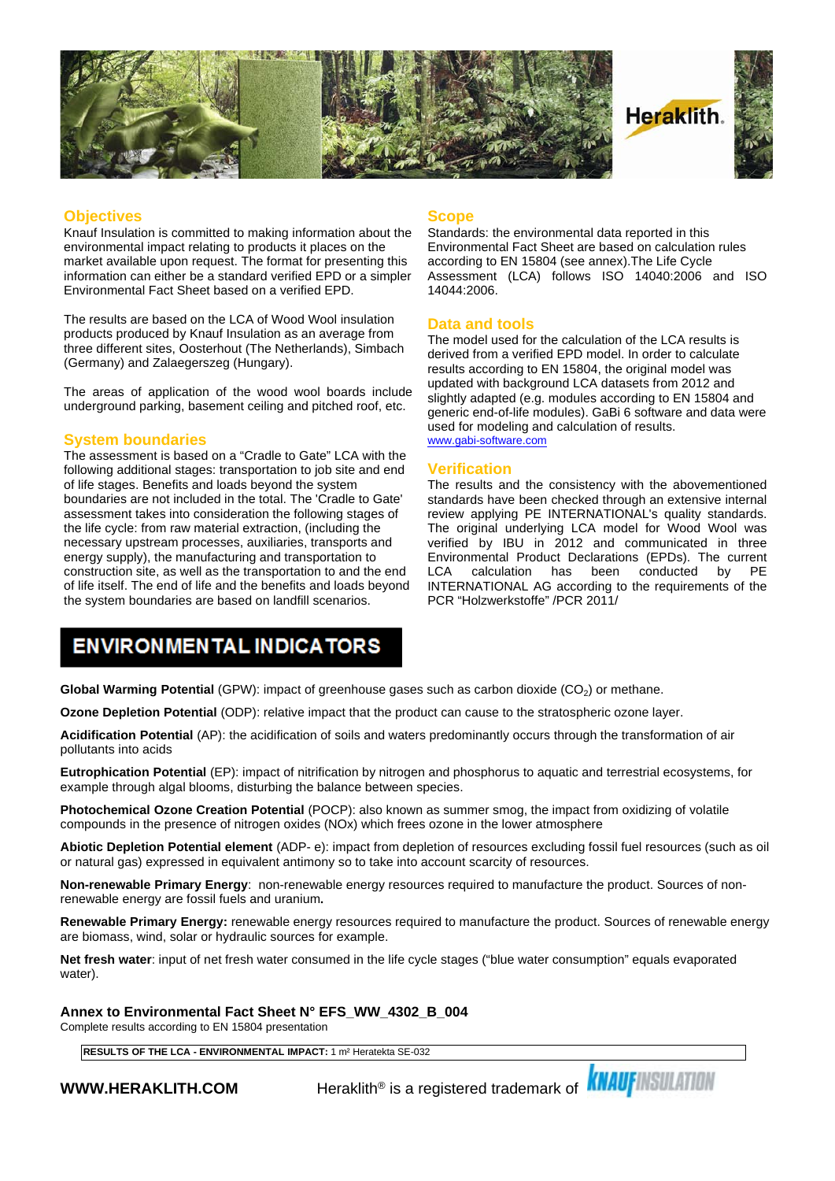## Objectives

Knauf Insulation is committed to making information about the environmental impact relating to products it places on the market available upon request. The format for presenting this information can either be a standard verified EPD or a simpler Environmental Fact Sheet based on a verified EPD.

The results are based on the LCA of Wood Wool insulation products produced by Knauf Insulation as an average from three different sites, Oosterhout (The Netherlands), Simbach (Germany) and Zalaegerszeg (Hungary).

The areas of application of the wood wool boards include underground parking, basement ceiling and pitched roof, etc.

## System boundaries

The assessment is based on a “Cradle to Gate” LCA with the following additional stages: transportation to job site and end of life stages. Benefits and loads beyond the system boundaries are not included in the total. The 'Cradle to Gate' assessment takes into consideration the following stages of the life cycle: from raw material extraction, (including the necessary upstream processes, auxiliaries, transports and energy supply), the manufacturing and transportation to construction site, as well as the transportation to and the end of life itself. The end of life and the benefits and loads beyond the system boundaries are based on landfill scenarios.

## Scope

Standards: the environmental data reported in this Environmental Fact Sheet are based on calculation rules according to EN 15804 (see annex).The Life Cycle Assessment (LCA) follows ISO 14040:2006 and ISO 14044:2006.

## Data and tools

The model used for the calculation of the LCA results is derived from a verified EPD model. In order to calculate results according to EN 15804, the original model was updated with background LCA datasets from 2012 and slightly adapted (e.g. modules according to EN 15804 and generic end-of-life modules). GaBi 6 software and data were used for modeling and calculation of results.
www.gabi-software.com

## Verification

The results and the consistency with the abovementioned standards have been checked through an extensive internal review applying PE INTERNATIONAL's quality standards. The original underlying LCA model for Wood Wool was verified by IBU in 2012 and communicated in three Environmental Product Declarations (EPDs). The current LCA calculation has been conducted by PE INTERNATIONAL AG according to the requirements of the PCR “Holzwerkstoffe” /PCR 2011/

# ENVIRONMENTAL INDICATORS

**Global Warming Potential** (GPW): impact of greenhouse gases such as carbon dioxide ($CO_2$) or methane.

**Ozone Depletion Potential** (ODP): relative impact that the product can cause to the stratospheric ozone layer.

**Acidification Potential** (AP): the acidification of soils and waters predominantly occurs through the transformation of air pollutants into acids

**Eutrophication Potential** (EP): impact of nitrification by nitrogen and phosphorus to aquatic and terrestrial ecosystems, for example through algal blooms, disturbing the balance between species.

**Photochemical Ozone Creation Potential** (POCP): also known as summer smog, the impact from oxidizing of volatile compounds in the presence of nitrogen oxides (NOx) which frees ozone in the lower atmosphere

**Abiotic Depletion Potential element** (ADP- e): impact from depletion of resources excluding fossil fuel resources (such as oil or natural gas) expressed in equivalent antimony so to take into account scarcity of resources.

**Non-renewable Primary Energy**: non-renewable energy resources required to manufacture the product. Sources of non-renewable energy are fossil fuels and uranium**.**

**Renewable Primary Energy:** renewable energy resources required to manufacture the product. Sources of renewable energy are biomass, wind, solar or hydraulic sources for example.

**Net fresh water**: input of net fresh water consumed in the life cycle stages (“blue water consumption” equals evaporated water).

**Annex to Environmental Fact Sheet N° EFS_WW_4302_B_004**

Complete results according to EN 15804 presentation

| **RESULTS OF THE LCA - ENVIRONMENTAL IMPACT:** 1 m² Heratekta SE-032 |
|---|

**WWW.HERAKLITH.COM** Heraklith® is a registered trademark of KNAUF INSULATION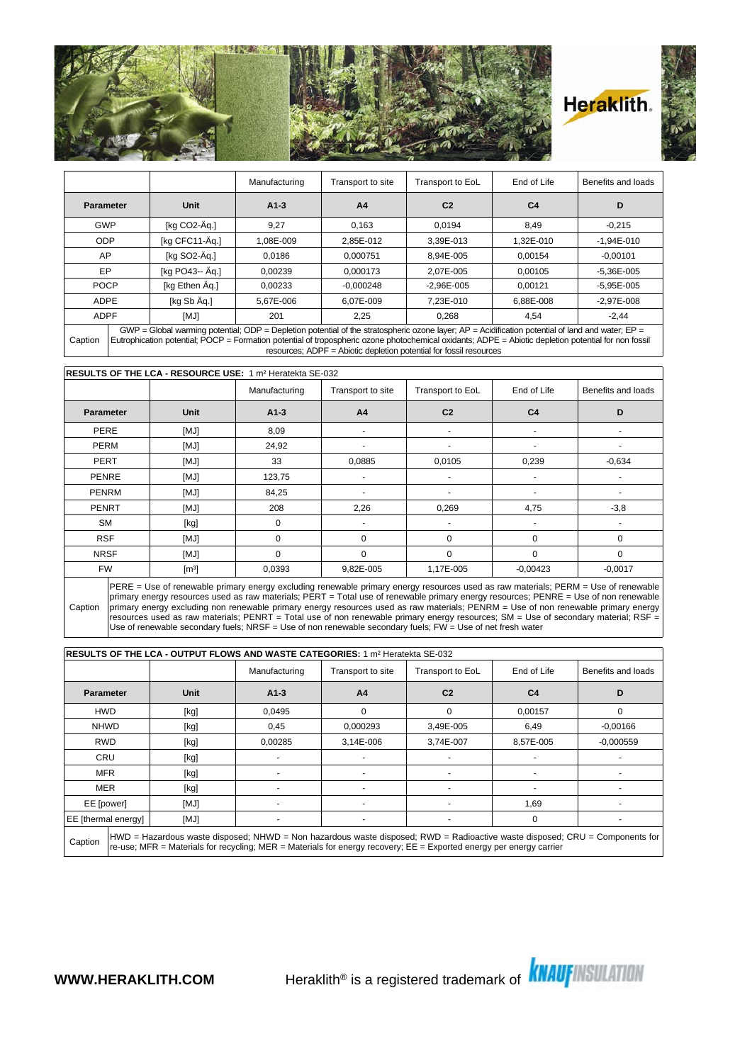| | | Manufacturing | Transport to site | Transport to EoL | End of Life | Benefits and loads |
|---|---|---|---|---|---|---|
| **Parameter** | **Unit** | **A1-3** | **A4** | **C2** | **C4** | **D** |
| GWP | [kg CO2-Äq.] | 9,27 | 0,163 | 0,0194 | 8,49 | -0,215 |
| ODP | [kg CFC11-Äq.] | 1,08E-009 | 2,85E-012 | 3,39E-013 | 1,32E-010 | -1,94E-010 |
| AP | [kg SO2-Äq.] | 0,0186 | 0,000751 | 8,94E-005 | 0,00154 | -0,00101 |
| EP | [kg PO43-- Äq.] | 0,00239 | 0,000173 | 2,07E-005 | 0,00105 | -5,36E-005 |
| POCP | [kg Ethen Äq.] | 0,00233 | -0,000248 | -2,96E-005 | 0,00121 | -5,95E-005 |
| ADPE | [kg Sb Äq.] | 5,67E-006 | 6,07E-009 | 7,23E-010 | 6,88E-008 | -2,97E-008 |
| ADPF | [MJ] | 201 | 2,25 | 0,268 | 4,54 | -2,44 |
| Caption | GWP = Global warming potential; ODP = Depletion potential of the stratospheric ozone layer; AP = Acidification potential of land and water; EP = Eutrophication potential; POCP = Formation potential of tropospheric ozone photochemical oxidants; ADPE = Abiotic depletion potential for non fossil resources; ADPF = Abiotic depletion potential for fossil resources | | | | | |

**RESULTS OF THE LCA - RESOURCE USE:** 1 m² Heratekta SE-032

| | | Manufacturing | Transport to site | Transport to EoL | End of Life | Benefits and loads |
|---|---|---|---|---|---|---|
| **Parameter** | **Unit** | **A1-3** | **A4** | **C2** | **C4** | **D** |
| PERE | [MJ] | 8,09 | - | - | - | - |
| PERM | [MJ] | 24,92 | - | - | - | - |
| PERT | [MJ] | 33 | 0,0885 | 0,0105 | 0,239 | -0,634 |
| PENRE | [MJ] | 123,75 | - | - | - | - |
| PENRM | [MJ] | 84,25 | - | - | - | - |
| PENRT | [MJ] | 208 | 2,26 | 0,269 | 4,75 | -3,8 |
| SM | [kg] | 0 | - | - | - | - |
| RSF | [MJ] | 0 | 0 | 0 | 0 | 0 |
| NRSF | [MJ] | 0 | 0 | 0 | 0 | 0 |
| FW | [m³] | 0,0393 | 9,82E-005 | 1,17E-005 | -0,00423 | -0,0017 |
| Caption | PERE = Use of renewable primary energy excluding renewable primary energy resources used as raw materials; PERM = Use of renewable primary energy resources used as raw materials; PERT = Total use of renewable primary energy resources; PENRE = Use of non renewable primary energy excluding non renewable primary energy resources used as raw materials; PENRM = Use of non renewable primary energy resources used as raw materials; PENRT = Total use of non renewable primary energy resources; SM = Use of secondary material; RSF = Use of renewable secondary fuels; NRSF = Use of non renewable secondary fuels; FW = Use of net fresh water | | | | | |

**RESULTS OF THE LCA - OUTPUT FLOWS AND WASTE CATEGORIES:** 1 m² Heratekta SE-032

| | | Manufacturing | Transport to site | Transport to EoL | End of Life | Benefits and loads |
|---|---|---|---|---|---|---|
| **Parameter** | **Unit** | **A1-3** | **A4** | **C2** | **C4** | **D** |
| HWD | [kg] | 0,0495 | 0 | 0 | 0,00157 | 0 |
| NHWD | [kg] | 0,45 | 0,000293 | 3,49E-005 | 6,49 | -0,00166 |
| RWD | [kg] | 0,00285 | 3,14E-006 | 3,74E-007 | 8,57E-005 | -0,000559 |
| CRU | [kg] | - | - | - | - | - |
| MFR | [kg] | - | - | - | - | - |
| MER | [kg] | - | - | - | - | - |
| EE [power] | [MJ] | - | - | - | 1,69 | - |
| EE [thermal energy] | [MJ] | - | - | - | 0 | - |
| Caption | HWD = Hazardous waste disposed; NHWD = Non hazardous waste disposed; RWD = Radioactive waste disposed; CRU = Components for re-use; MFR = Materials for recycling; MER = Materials for energy recovery; EE = Exported energy per energy carrier | | | | | |

**WWW.HERAKLITH.COM** Heraklith® is a registered trademark of KNAUF INSULATION